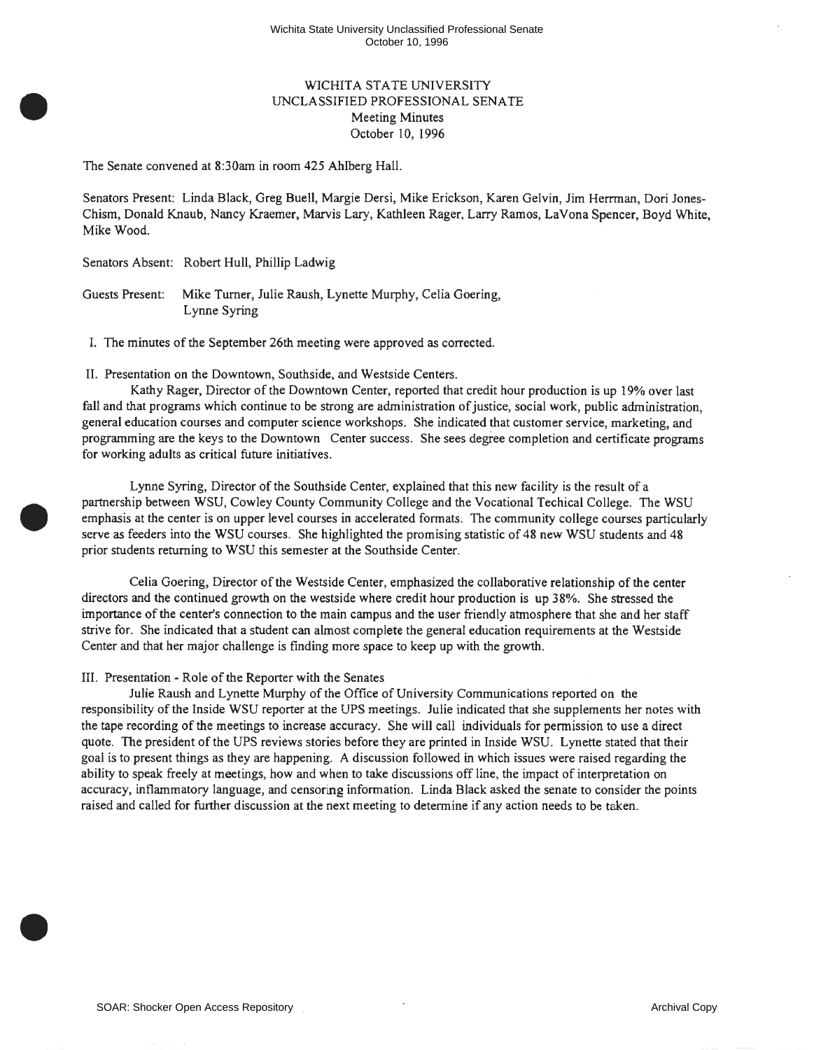# WICHITA STATE UNIVERSITY
## UNCLASSIFIED PROFESSIONAL SENATE
### Meeting Minutes
### October 10, 1996

The Senate convened at 8:30am in room 425 Ahlberg Hall.

Senators Present: Linda Black, Greg Buell, Margie Dersi, Mike Erickson, Karen Gelvin, Jim Herrman, Dori Jones-Chism, Donald Knaub, Nancy Kraemer, Marvis Lary, Kathleen Rager, Larry Ramos, LaVona Spencer, Boyd White, Mike Wood.

Senators Absent: Robert Hull, Phillip Ladwig

Guests Present: Mike Turner, Julie Raush, Lynette Murphy, Celia Goering, Lynne Syring

I. The minutes of the September 26th meeting were approved as corrected.

II. Presentation on the Downtown, Southside, and Westside Centers.

Kathy Rager, Director of the Downtown Center, reported that credit hour production is up 19% over last fall and that programs which continue to be strong are administration of justice, social work, public administration, general education courses and computer science workshops. She indicated that customer service, marketing, and programming are the keys to the Downtown Center success. She sees degree completion and certificate programs for working adults as critical future initiatives.

Lynne Syring, Director of the Southside Center, explained that this new facility is the result of a partnership between WSU, Cowley County Community College and the Vocational Techical College. The WSU emphasis at the center is on upper level courses in accelerated formats. The community college courses particularly serve as feeders into the WSU courses. She highlighted the promising statistic of 48 new WSU students and 48 prior students returning to WSU this semester at the Southside Center.

Celia Goering, Director of the Westside Center, emphasized the collaborative relationship of the center directors and the continued growth on the westside where credit hour production is up 38%. She stressed the importance of the center's connection to the main campus and the user friendly atmosphere that she and her staff strive for. She indicated that a student can almost complete the general education requirements at the Westside Center and that her major challenge is finding more space to keep up with the growth.

III. Presentation - Role of the Reporter with the Senates

Julie Raush and Lynette Murphy of the Office of University Communications reported on the responsibility of the Inside WSU reporter at the UPS meetings. Julie indicated that she supplements her notes with the tape recording of the meetings to increase accuracy. She will call individuals for permission to use a direct quote. The president of the UPS reviews stories before they are printed in Inside WSU. Lynette stated that their goal is to present things as they are happening. A discussion followed in which issues were raised regarding the ability to speak freely at meetings, how and when to take discussions off line, the impact of interpretation on accuracy, inflammatory language, and censoring information. Linda Black asked the senate to consider the points raised and called for further discussion at the next meeting to determine if any action needs to be taken.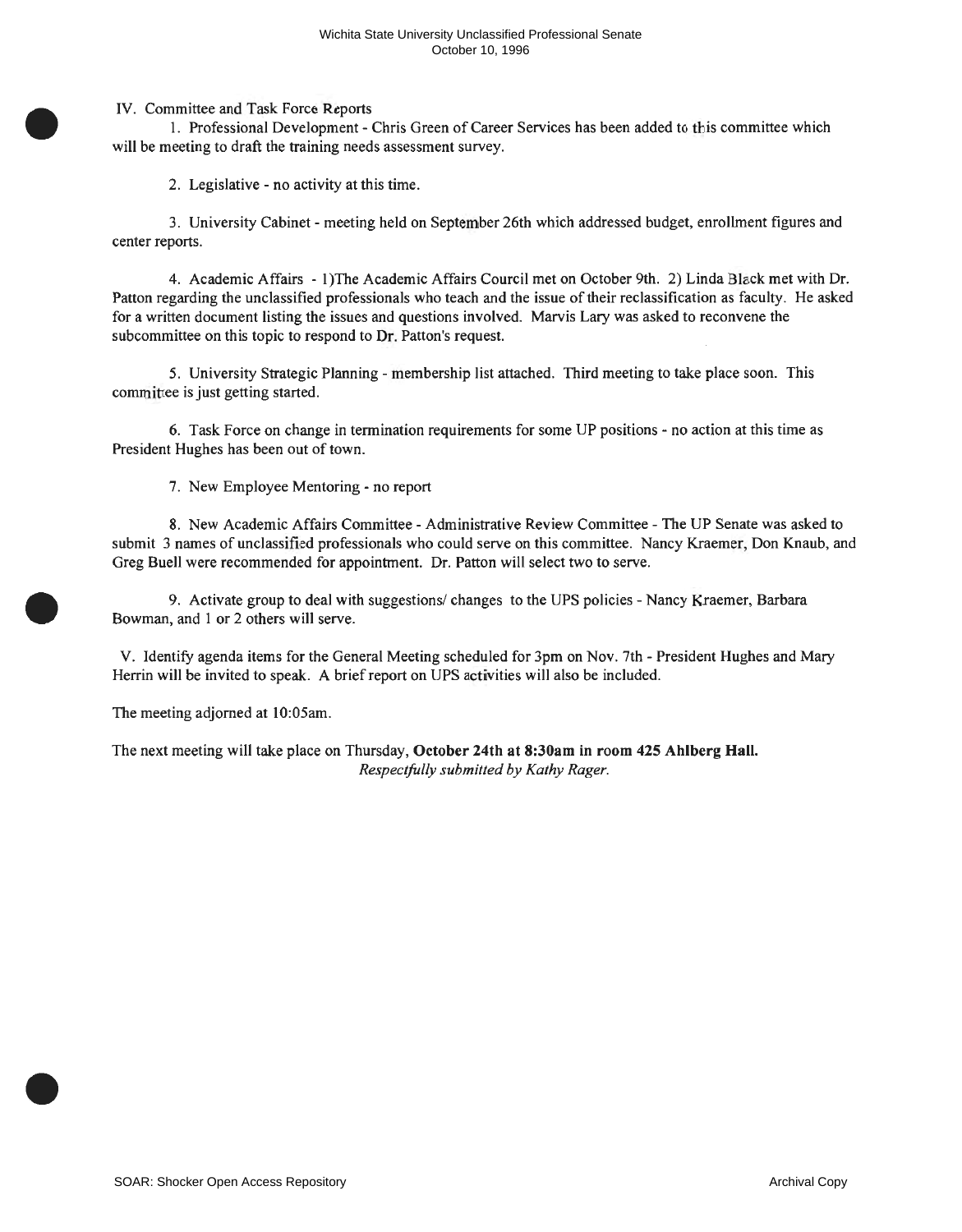IV. Committee and Task Force Reports

1. Professional Development - Chris Green of Career Services has been added to this committee which will be meeting to draft the training needs assessment survey.

2. Legislative - no activity at this time.

3. University Cabinet - meeting held on September 26th which addressed budget, enrollment figures and center reports.

4. Academic Affairs - 1)The Academic Affairs Council met on October 9th. 2) Linda Black met with Dr. Patton regarding the unclassified professionals who teach and the issue of their reclassification as faculty. He asked for a written document listing the issues and questions involved. Marvis Lary was asked to reconvene the subcommittee on this topic to respond to Dr. Patton's request.

5. University Strategic Planning - membership list attached. Third meeting to take place soon. This committee is just getting started.

6. Task Force on change in termination requirements for some UP positions - no action at this time as President Hughes has been out of town.

7. New Employee Mentoring - no report

8. New Academic Affairs Committee - Administrative Review Committee - The UP Senate was asked to submit 3 names of unclassified professionals who could serve on this committee. Nancy Kraemer, Don Knaub, and Greg Buell were recommended for appointment. Dr. Patton will select two to serve.

9. Activate group to deal with suggestions/ changes to the UPS policies - Nancy Kraemer, Barbara Bowman, and 1 or 2 others will serve.

V. Identify agenda items for the General Meeting scheduled for 3pm on Nov. 7th - President Hughes and Mary Herrin will be invited to speak. A brief report on UPS activities will also be included.

The meeting adjorned at 10:05am.

The next meeting will take place on Thursday, **October 24th at 8:30am in room 425 Ahlberg Hall.**

*Respectfully submitted by Kathy Rager.*